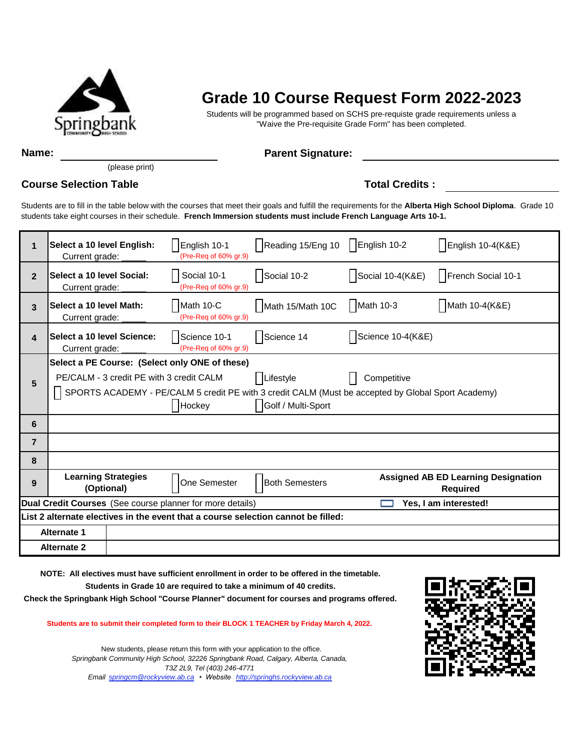# Grade 10 Course Request Form 2022-2023

Students will be programmed based on SCHS pre-requiste grade requirements unless a "Waive the Pre-requisite Grade Form" has been completed.

**Name:** ______________________ (please print)

**Parent Signature:** ______________________

**Course Selection Table**

**Total Credits :** ______________

Students are to fill in the table below with the courses that meet their goals and fulfill the requirements for the **Alberta High School Diploma**. Grade 10 students take eight courses in their schedule. **French Immersion students must include French Language Arts 10-1.**

| | | | | | |
|---|---|---|---|---|---|
| 1 | **Select a 10 level English:** Current grade: _____ | ☐ English 10-1 (Pre-Req of 60% gr.9) | ☐ Reading 15/Eng 10 | ☐ English 10-2 | ☐ English 10-4(K&E) |
| 2 | **Select a 10 level Social:** Current grade: _____ | ☐ Social 10-1 (Pre-Req of 60% gr.9) | ☐ Social 10-2 | ☐ Social 10-4(K&E) | ☐ French Social 10-1 |
| 3 | **Select a 10 level Math:** Current grade: _____ | ☐ Math 10-C (Pre-Req of 60% gr.9) | ☐ Math 15/Math 10C | ☐ Math 10-3 | ☐ Math 10-4(K&E) |
| 4 | **Select a 10 level Science:** Current grade: _____ | ☐ Science 10-1 (Pre-Req of 60% gr.9) | ☐ Science 14 | ☐ Science 10-4(K&E) | |
| 5 | **Select a PE Course: (Select only ONE of these)** PE/CALM - 3 credit PE with 3 credit CALM | | ☐ Lifestyle | ☐ Competitive | |
| | ☐ SPORTS ACADEMY - PE/CALM 5 credit PE with 3 credit CALM (Must be accepted by Global Sport Academy) | ☐ Hockey | ☐ Golf / Multi-Sport | | |
| 6 | | | | | |
| 7 | | | | | |
| 8 | | | | | |
| 9 | **Learning Strategies (Optional)** | ☐ One Semester | ☐ Both Semesters | **Assigned AB ED Learning Designation Required** | |
| **Dual Credit Courses** (See course planner for more details) | | | | ☐ **Yes, I am interested!** | |
| **List 2 alternate electives in the event that a course selection cannot be filled:** | | | | | |
| **Alternate 1** | | | | | |
| **Alternate 2** | | | | | |

**NOTE: All electives must have sufficient enrollment in order to be offered in the timetable.**

**Students in Grade 10 are required to take a minimum of 40 credits.**

**Check the Springbank High School "Course Planner" document for courses and programs offered.**

**Students are to submit their completed form to their BLOCK 1 TEACHER by Friday March 4, 2022.**

New students, please return this form with your application to the office.

*Springbank Community High School, 32226 Springbank Road, Calgary, Alberta, Canada, T3Z 2L9, Tel (403) 246-4771*

*Email* springcm@rockyview.ab.ca • *Website* http://springhs.rockyview.ab.ca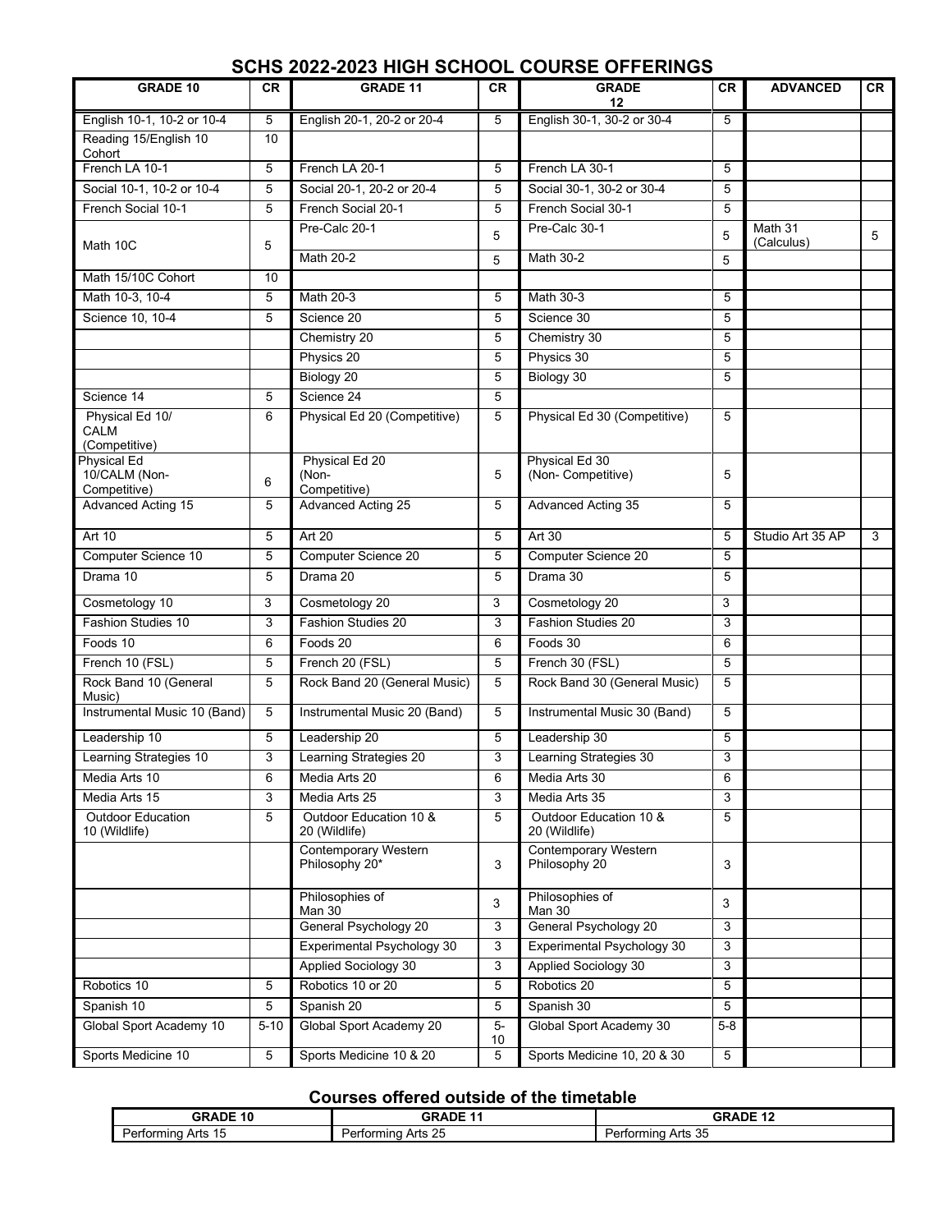## SCHS 2022-2023 HIGH SCHOOL COURSE OFFERINGS

| GRADE 10 | CR | GRADE 11 | CR | GRADE 12 | CR | ADVANCED | CR |
|---|---|---|---|---|---|---|---|
| English 10-1, 10-2 or 10-4 | 5 | English 20-1, 20-2 or 20-4 | 5 | English 30-1, 30-2 or 30-4 | 5 | | |
| Reading 15/English 10 Cohort | 10 | | | | | | |
| French LA 10-1 | 5 | French LA 20-1 | 5 | French LA 30-1 | 5 | | |
| Social 10-1, 10-2 or 10-4 | 5 | Social 20-1, 20-2 or 20-4 | 5 | Social 30-1, 30-2 or 30-4 | 5 | | |
| French Social 10-1 | 5 | French Social 20-1 | 5 | French Social 30-1 | 5 | | |
| Math 10C | 5 | Pre-Calc 20-1 | 5 | Pre-Calc 30-1 | 5 | Math 31 (Calculus) | 5 |
| | | Math 20-2 | 5 | Math 30-2 | 5 | | |
| Math 15/10C Cohort | 10 | | | | | | |
| Math 10-3, 10-4 | 5 | Math 20-3 | 5 | Math 30-3 | 5 | | |
| Science 10, 10-4 | 5 | Science 20 | 5 | Science 30 | 5 | | |
| | | Chemistry 20 | 5 | Chemistry 30 | 5 | | |
| | | Physics 20 | 5 | Physics 30 | 5 | | |
| | | Biology 20 | 5 | Biology 30 | 5 | | |
| Science 14 | 5 | Science 24 | 5 | | | | |
| Physical Ed 10/ CALM (Competitive) | 6 | Physical Ed 20 (Competitive) | 5 | Physical Ed 30 (Competitive) | 5 | | |
| Physical Ed 10/CALM (Non-Competitive) | 6 | Physical Ed 20 (Non-Competitive) | 5 | Physical Ed 30 (Non- Competitive) | 5 | | |
| Advanced Acting 15 | 5 | Advanced Acting 25 | 5 | Advanced Acting 35 | 5 | | |
| Art 10 | 5 | Art 20 | 5 | Art 30 | 5 | Studio Art 35 AP | 3 |
| Computer Science 10 | 5 | Computer Science 20 | 5 | Computer Science 20 | 5 | | |
| Drama 10 | 5 | Drama 20 | 5 | Drama 30 | 5 | | |
| Cosmetology 10 | 3 | Cosmetology 20 | 3 | Cosmetology 20 | 3 | | |
| Fashion Studies 10 | 3 | Fashion Studies 20 | 3 | Fashion Studies 20 | 3 | | |
| Foods 10 | 6 | Foods 20 | 6 | Foods 30 | 6 | | |
| French 10 (FSL) | 5 | French 20 (FSL) | 5 | French 30 (FSL) | 5 | | |
| Rock Band 10 (General Music) | 5 | Rock Band 20 (General Music) | 5 | Rock Band 30 (General Music) | 5 | | |
| Instrumental Music 10 (Band) | 5 | Instrumental Music 20 (Band) | 5 | Instrumental Music 30 (Band) | 5 | | |
| Leadership 10 | 5 | Leadership 20 | 5 | Leadership 30 | 5 | | |
| Learning Strategies 10 | 3 | Learning Strategies 20 | 3 | Learning Strategies 30 | 3 | | |
| Media Arts 10 | 6 | Media Arts 20 | 6 | Media Arts 30 | 6 | | |
| Media Arts 15 | 3 | Media Arts 25 | 3 | Media Arts 35 | 3 | | |
| Outdoor Education 10 (Wildlife) | 5 | Outdoor Education 10 & 20 (Wildlife) | 5 | Outdoor Education 10 & 20 (Wildlife) | 5 | | |
| | | Contemporary Western Philosophy 20* | 3 | Contemporary Western Philosophy 20 | 3 | | |
| | | Philosophies of Man 30 | 3 | Philosophies of Man 30 | 3 | | |
| | | General Psychology 20 | 3 | General Psychology 20 | 3 | | |
| | | Experimental Psychology 30 | 3 | Experimental Psychology 30 | 3 | | |
| | | Applied Sociology 30 | 3 | Applied Sociology 30 | 3 | | |
| Robotics 10 | 5 | Robotics 10 or 20 | 5 | Robotics 20 | 5 | | |
| Spanish 10 | 5 | Spanish 20 | 5 | Spanish 30 | 5 | | |
| Global Sport Academy 10 | 5-10 | Global Sport Academy 20 | 5-10 | Global Sport Academy 30 | 5-8 | | |
| Sports Medicine 10 | 5 | Sports Medicine 10 & 20 | 5 | Sports Medicine 10, 20 & 30 | 5 | | |

### Courses offered outside of the timetable

| GRADE 10 | GRADE 11 | GRADE 12 |
|---|---|---|
| Performing Arts 15 | Performing Arts 25 | Performing Arts 35 |